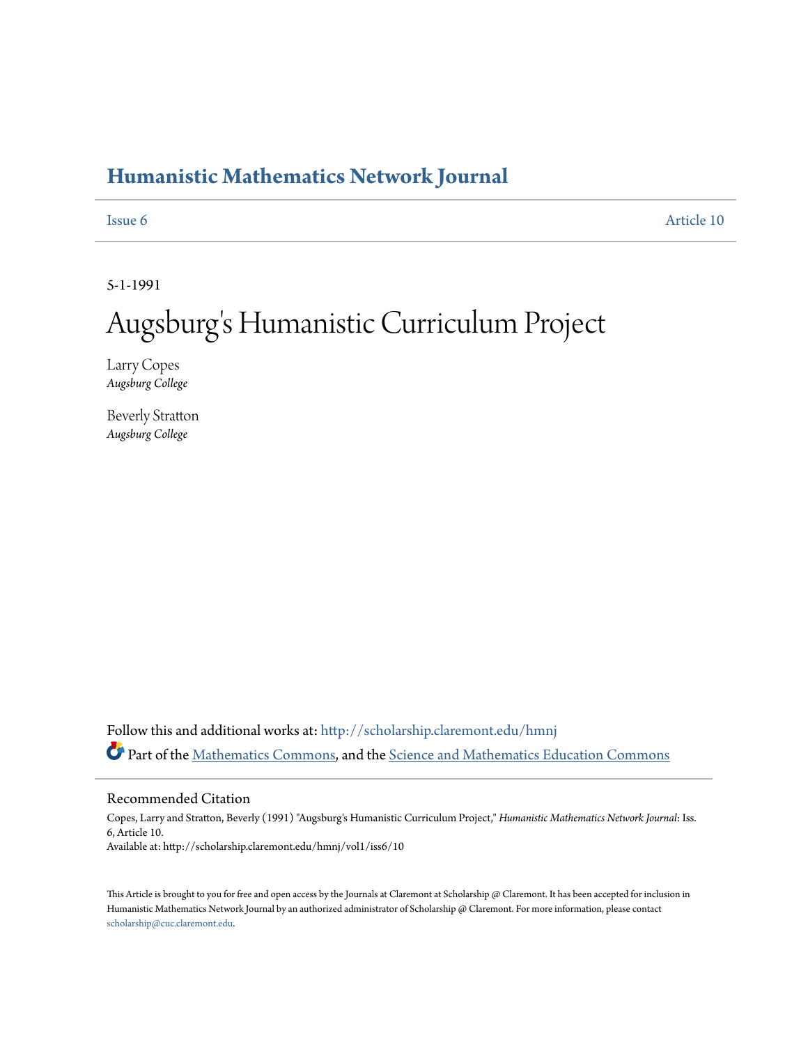# Humanistic Mathematics Network Journal

Issue 6 Article 10

5-1-1991

# Augsburg's Humanistic Curriculum Project

Larry Copes
*Augsburg College*

Beverly Stratton
*Augsburg College*

Follow this and additional works at: http://scholarship.claremont.edu/hmnj

Part of the Mathematics Commons, and the Science and Mathematics Education Commons

## Recommended Citation

Copes, Larry and Stratton, Beverly (1991) "Augsburg's Humanistic Curriculum Project," *Humanistic Mathematics Network Journal*: Iss. 6, Article 10.
Available at: http://scholarship.claremont.edu/hmnj/vol1/iss6/10

This Article is brought to you for free and open access by the Journals at Claremont at Scholarship @ Claremont. It has been accepted for inclusion in Humanistic Mathematics Network Journal by an authorized administrator of Scholarship @ Claremont. For more information, please contact scholarship@cuc.claremont.edu.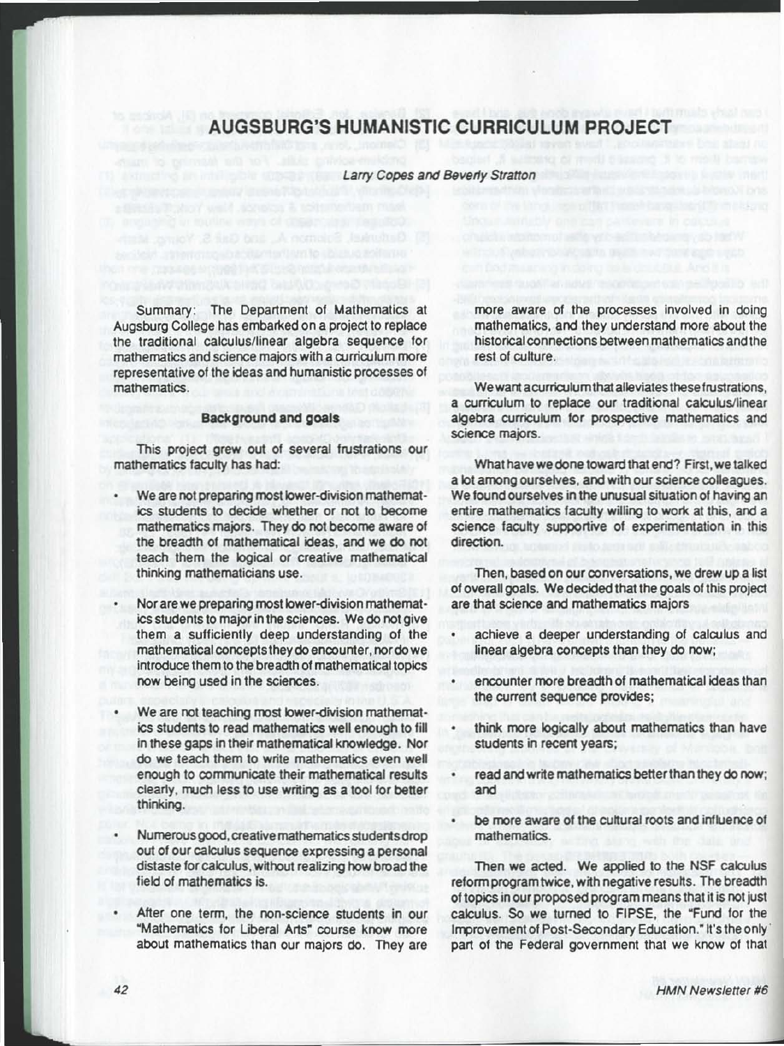# AUGSBURG'S HUMANISTIC CURRICULUM PROJECT

*Larry Copes and Beverly Stratton*

Summary: The Department of Mathematics at Augsburg College has embarked on a project to replace the traditional calculus/linear algebra sequence for mathematics and science majors with a curriculum more representative of the ideas and humanistic processes of mathematics.

## Background and goals

This project grew out of several frustrations our mathematics faculty has had:

- We are not preparing most lower-division mathematics students to decide whether or not to become mathematics majors. They do not become aware of the breadth of mathematical ideas, and we do not teach them the logical or creative mathematical thinking mathematicians use.
- Nor are we preparing most lower-division mathematics students to major in the sciences. We do not give them a sufficiently deep understanding of the mathematical concepts they do encounter, nor do we introduce them to the breadth of mathematical topics now being used in the sciences.
- We are not teaching most lower-division mathematics students to read mathematics well enough to fill in these gaps in their mathematical knowledge. Nor do we teach them to write mathematics even well enough to communicate their mathematical results clearly, much less to use writing as a tool for better thinking.
- Numerous good, creative mathematics students drop out of our calculus sequence expressing a personal distaste for calculus, without realizing how broad the field of mathematics is.
- After one term, the non-science students in our "Mathematics for Liberal Arts" course know more about mathematics than our majors do. They are more aware of the processes involved in doing mathematics, and they understand more about the historical connections between mathematics and the rest of culture.

We want a curriculum that alleviates these frustrations, a curriculum to replace our traditional calculus/linear algebra curriculum for prospective mathematics and science majors.

What have we done toward that end? First, we talked a lot among ourselves, and with our science colleagues. We found ourselves in the unusual situation of having an entire mathematics faculty willing to work at this, and a science faculty supportive of experimentation in this direction.

Then, based on our conversations, we drew up a list of overall goals. We decided that the goals of this project are that science and mathematics majors

- achieve a deeper understanding of calculus and linear algebra concepts than they do now;
- encounter more breadth of mathematical ideas than the current sequence provides;
- think more logically about mathematics than have students in recent years;
- read and write mathematics better than they do now; and
- be more aware of the cultural roots and influence of mathematics.

Then we acted. We applied to the NSF calculus reform program twice, with negative results. The breadth of topics in our proposed program means that it is not just calculus. So we turned to FIPSE, the "Fund for the Improvement of Post-Secondary Education." It's the only part of the Federal government that we know of that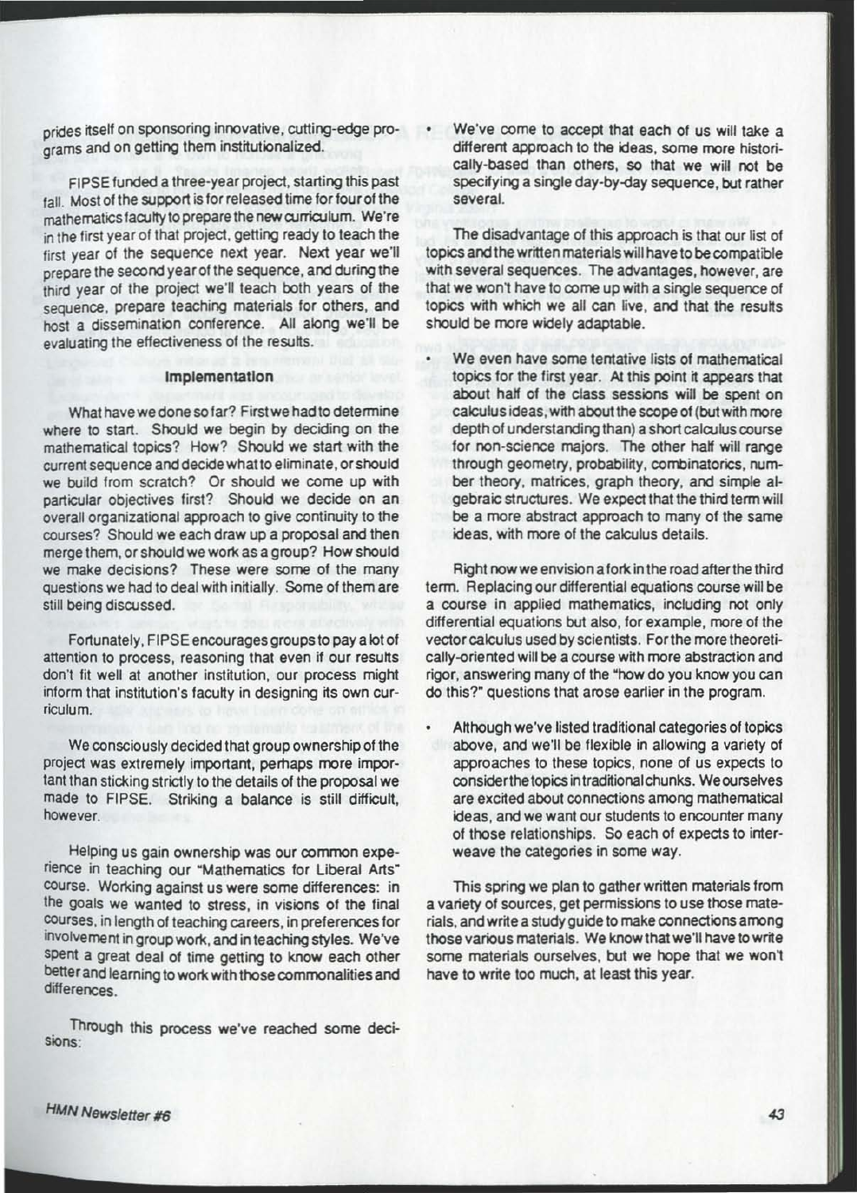prides itself on sponsoring innovative, cutting-edge programs and on getting them institutionalized.

FIPSE funded a three-year project, starting this past fall. Most of the support is for released time for four of the mathematics faculty to prepare the new curriculum. We're in the first year of that project, getting ready to teach the first year of the sequence next year. Next year we'll prepare the second year of the sequence, and during the third year of the project we'll teach both years of the sequence, prepare teaching materials for others, and host a dissemination conference. All along we'll be evaluating the effectiveness of the results.

### Implementation

What have we done so far? First we had to determine where to start. Should we begin by deciding on the mathematical topics? How? Should we start with the current sequence and decide what to eliminate, or should we build from scratch? Or should we come up with particular objectives first? Should we decide on an overall organizational approach to give continuity to the courses? Should we each draw up a proposal and then merge them, or should we work as a group? How should we make decisions? These were some of the many questions we had to deal with initially. Some of them are still being discussed.

Fortunately, FIPSE encourages groups to pay a lot of attention to process, reasoning that even if our results don't fit well at another institution, our process might inform that institution's faculty in designing its own curriculum.

We consciously decided that group ownership of the project was extremely important, perhaps more important than sticking strictly to the details of the proposal we made to FIPSE. Striking a balance is still difficult, however.

Helping us gain ownership was our common experience in teaching our "Mathematics for Liberal Arts" course. Working against us were some differences: in the goals we wanted to stress, in visions of the final courses, in length of teaching careers, in preferences for involvement in group work, and in teaching styles. We've spent a great deal of time getting to know each other better and learning to work with those commonalities and differences.

Through this process we've reached some decisions:

- We've come to accept that each of us will take a different approach to the ideas, some more historically-based than others, so that we will not be specifying a single day-by-day sequence, but rather several.

  The disadvantage of this approach is that our list of topics and the written materials will have to be compatible with several sequences. The advantages, however, are that we won't have to come up with a single sequence of topics with which we all can live, and that the results should be more widely adaptable.

- We even have some tentative lists of mathematical topics for the first year. At this point it appears that about half of the class sessions will be spent on calculus ideas, with about the scope of (but with more depth of understanding than) a short calculus course for non-science majors. The other half will range through geometry, probability, combinatorics, number theory, matrices, graph theory, and simple algebraic structures. We expect that the third term will be a more abstract approach to many of the same ideas, with more of the calculus details.

  Right now we envision a fork in the road after the third term. Replacing our differential equations course will be a course in applied mathematics, including not only differential equations but also, for example, more of the vector calculus used by scientists. For the more theoretically-oriented will be a course with more abstraction and rigor, answering many of the "how do you know you can do this?" questions that arose earlier in the program.

- Although we've listed traditional categories of topics above, and we'll be flexible in allowing a variety of approaches to these topics, none of us expects to consider the topics in traditional chunks. We ourselves are excited about connections among mathematical ideas, and we want our students to encounter many of those relationships. So each of expects to interweave the categories in some way.

This spring we plan to gather written materials from a variety of sources, get permissions to use those materials, and write a study guide to make connections among those various materials. We know that we'll have to write some materials ourselves, but we hope that we won't have to write too much, at least this year.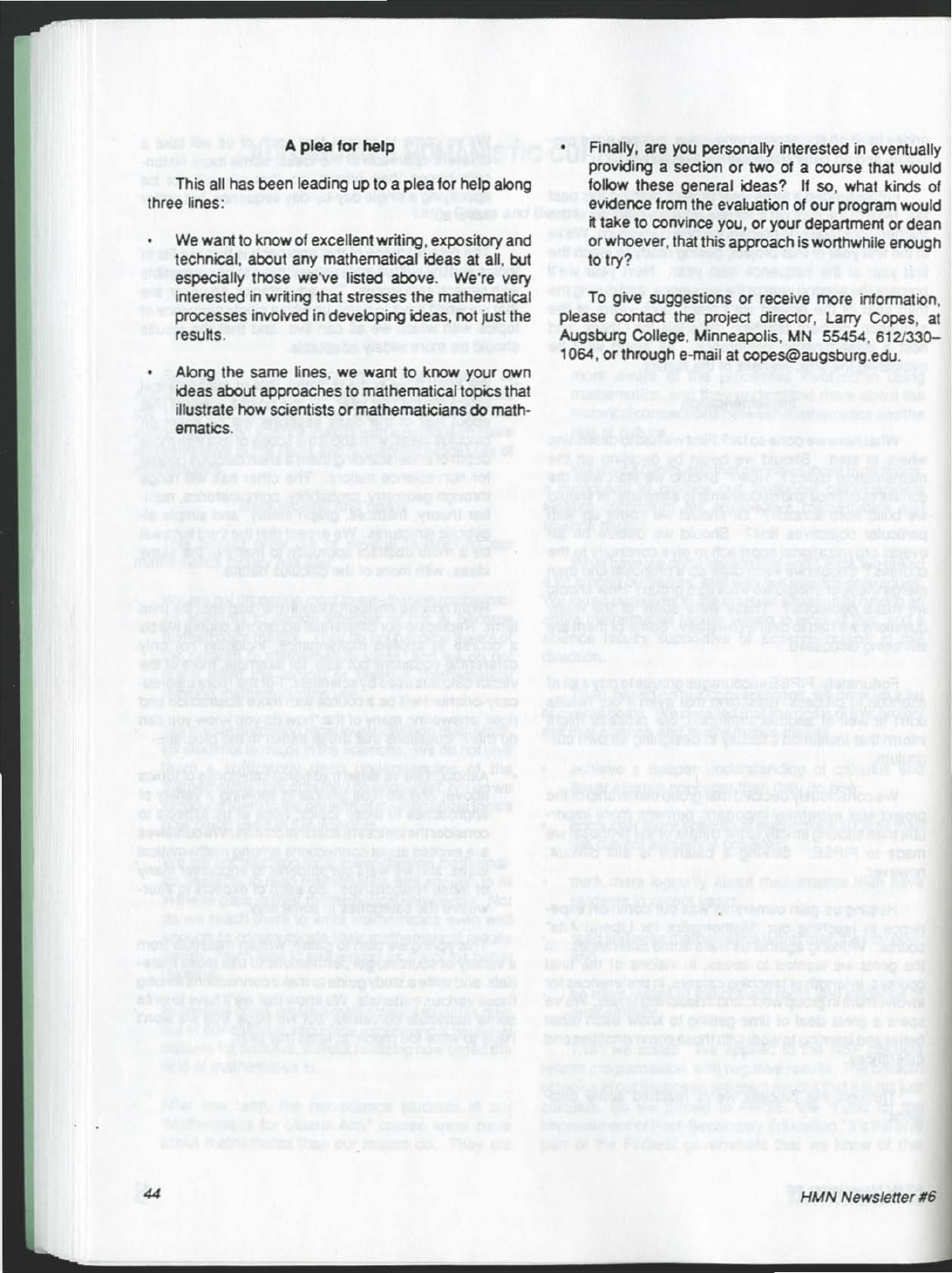### A plea for help

This all has been leading up to a plea for help along three lines:

- We want to know of excellent writing, expository and technical, about any mathematical ideas at all, but especially those we've listed above. We're very interested in writing that stresses the mathematical processes involved in developing ideas, not just the results.

- Along the same lines, we want to know your own ideas about approaches to mathematical topics that illustrate how scientists or mathematicians do mathematics.

- Finally, are you personally interested in eventually providing a section or two of a course that would follow these general ideas? If so, what kinds of evidence from the evaluation of our program would it take to convince you, or your department or dean or whoever, that this approach is worthwhile enough to try?

To give suggestions or receive more information, please contact the project director, Larry Copes, at Augsburg College, Minneapolis, MN 55454, 612/330–1064, or through e-mail at copes@augsburg.edu.